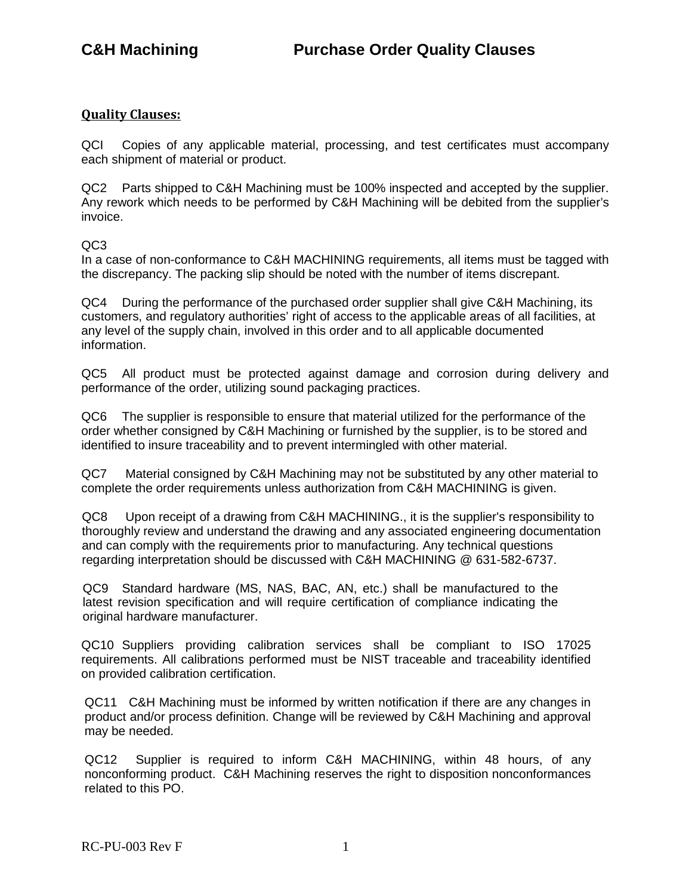# C&H Machining Purchase Order Quality Clauses

## Quality Clauses:

QCI Copies of any applicable material, processing, and test certificates must accompany each shipment of material or product.

QC2 Parts shipped to C&H Machining must be 100% inspected and accepted by the supplier. Any rework which needs to be performed by C&H Machining will be debited from the supplier's invoice.

QC3
In a case of non-conformance to C&H MACHINING requirements, all items must be tagged with the discrepancy. The packing slip should be noted with the number of items discrepant.

QC4 During the performance of the purchased order supplier shall give C&H Machining, its customers, and regulatory authorities' right of access to the applicable areas of all facilities, at any level of the supply chain, involved in this order and to all applicable documented information.

QC5 All product must be protected against damage and corrosion during delivery and performance of the order, utilizing sound packaging practices.

QC6 The supplier is responsible to ensure that material utilized for the performance of the order whether consigned by C&H Machining or furnished by the supplier, is to be stored and identified to insure traceability and to prevent intermingled with other material.

QC7 Material consigned by C&H Machining may not be substituted by any other material to complete the order requirements unless authorization from C&H MACHINING is given.

QC8 Upon receipt of a drawing from C&H MACHINING., it is the supplier's responsibility to thoroughly review and understand the drawing and any associated engineering documentation and can comply with the requirements prior to manufacturing. Any technical questions regarding interpretation should be discussed with C&H MACHINING @ 631-582-6737.

QC9 Standard hardware (MS, NAS, BAC, AN, etc.) shall be manufactured to the latest revision specification and will require certification of compliance indicating the original hardware manufacturer.

QC10 Suppliers providing calibration services shall be compliant to ISO 17025 requirements. All calibrations performed must be NIST traceable and traceability identified on provided calibration certification.

QC11 C&H Machining must be informed by written notification if there are any changes in product and/or process definition. Change will be reviewed by C&H Machining and approval may be needed.

QC12 Supplier is required to inform C&H MACHINING, within 48 hours, of any nonconforming product. C&H Machining reserves the right to disposition nonconformances related to this PO.

RC-PU-003 Rev F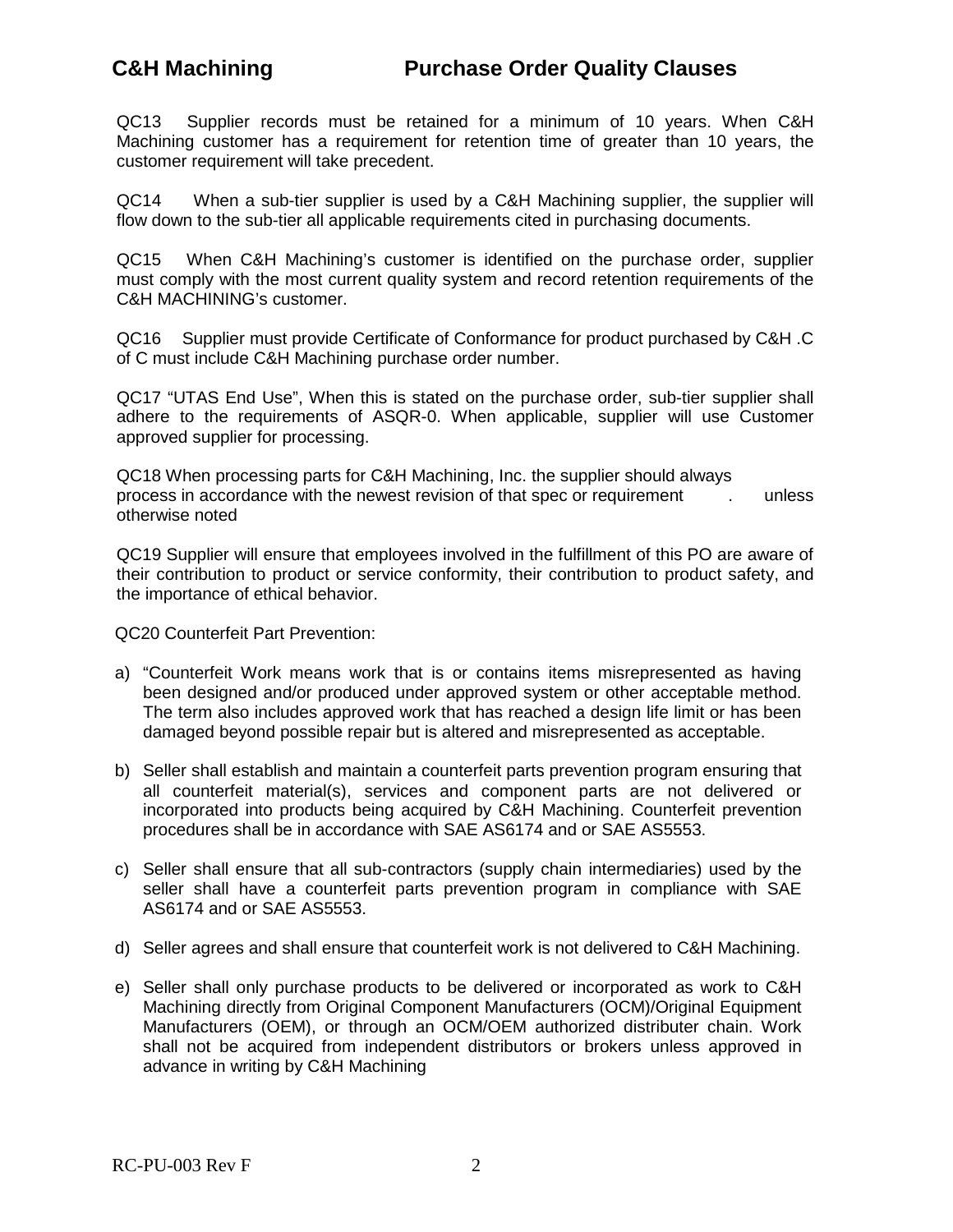QC13 Supplier records must be retained for a minimum of 10 years. When C&H Machining customer has a requirement for retention time of greater than 10 years, the customer requirement will take precedent.

QC14 When a sub-tier supplier is used by a C&H Machining supplier, the supplier will flow down to the sub-tier all applicable requirements cited in purchasing documents.

QC15 When C&H Machining's customer is identified on the purchase order, supplier must comply with the most current quality system and record retention requirements of the C&H MACHINING's customer.

QC16 Supplier must provide Certificate of Conformance for product purchased by C&H .C of C must include C&H Machining purchase order number.

QC17 "UTAS End Use", When this is stated on the purchase order, sub-tier supplier shall adhere to the requirements of ASQR-0. When applicable, supplier will use Customer approved supplier for processing.

QC18 When processing parts for C&H Machining, Inc. the supplier should always process in accordance with the newest revision of that spec or requirement . unless otherwise noted

QC19 Supplier will ensure that employees involved in the fulfillment of this PO are aware of their contribution to product or service conformity, their contribution to product safety, and the importance of ethical behavior.

QC20 Counterfeit Part Prevention:

a) "Counterfeit Work means work that is or contains items misrepresented as having been designed and/or produced under approved system or other acceptable method. The term also includes approved work that has reached a design life limit or has been damaged beyond possible repair but is altered and misrepresented as acceptable.

b) Seller shall establish and maintain a counterfeit parts prevention program ensuring that all counterfeit material(s), services and component parts are not delivered or incorporated into products being acquired by C&H Machining. Counterfeit prevention procedures shall be in accordance with SAE AS6174 and or SAE AS5553.

c) Seller shall ensure that all sub-contractors (supply chain intermediaries) used by the seller shall have a counterfeit parts prevention program in compliance with SAE AS6174 and or SAE AS5553.

d) Seller agrees and shall ensure that counterfeit work is not delivered to C&H Machining.

e) Seller shall only purchase products to be delivered or incorporated as work to C&H Machining directly from Original Component Manufacturers (OCM)/Original Equipment Manufacturers (OEM), or through an OCM/OEM authorized distributer chain. Work shall not be acquired from independent distributors or brokers unless approved in advance in writing by C&H Machining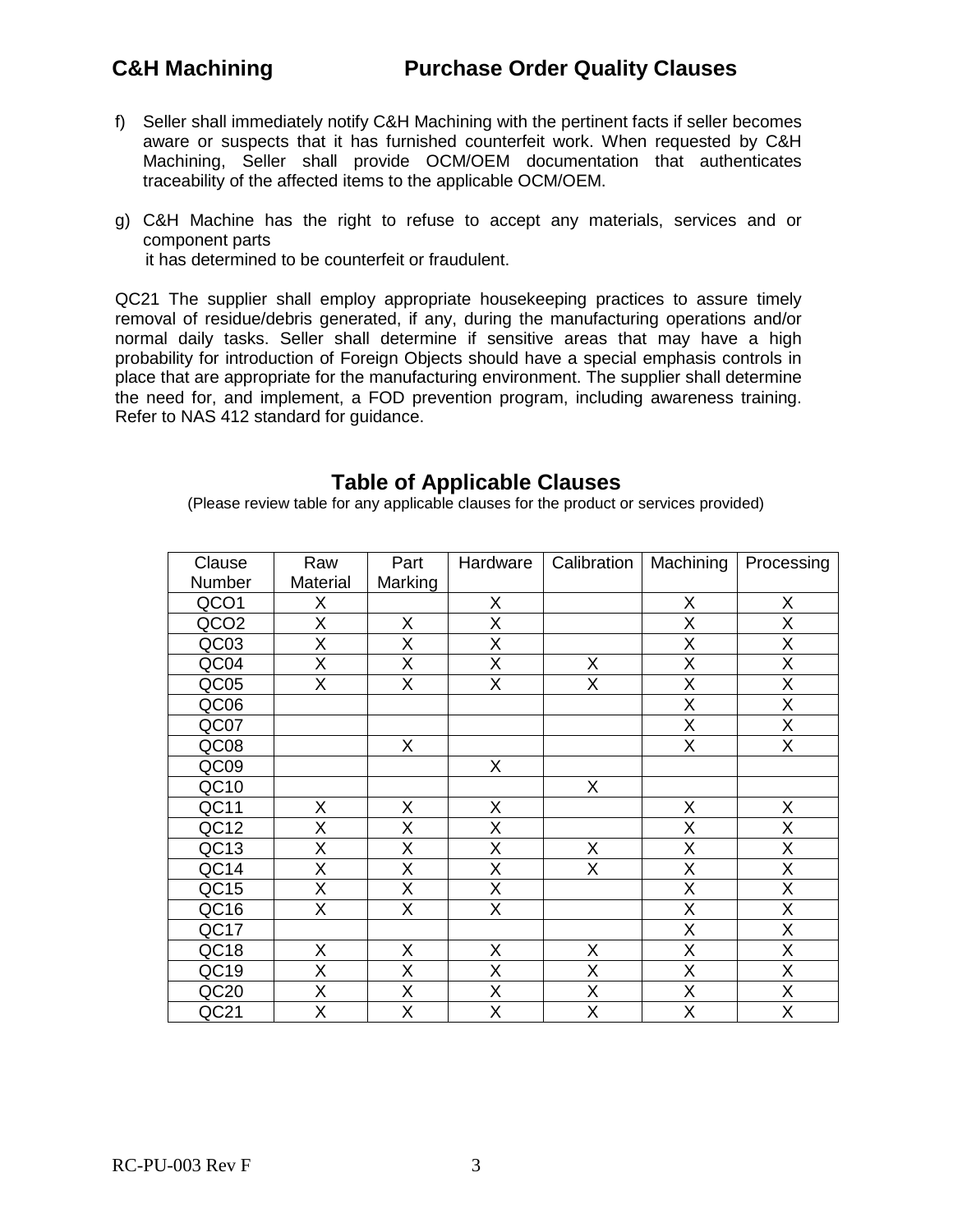f) Seller shall immediately notify C&H Machining with the pertinent facts if seller becomes aware or suspects that it has furnished counterfeit work. When requested by C&H Machining, Seller shall provide OCM/OEM documentation that authenticates traceability of the affected items to the applicable OCM/OEM.

g) C&H Machine has the right to refuse to accept any materials, services and or component parts
 it has determined to be counterfeit or fraudulent.

QC21 The supplier shall employ appropriate housekeeping practices to assure timely removal of residue/debris generated, if any, during the manufacturing operations and/or normal daily tasks. Seller shall determine if sensitive areas that may have a high probability for introduction of Foreign Objects should have a special emphasis controls in place that are appropriate for the manufacturing environment. The supplier shall determine the need for, and implement, a FOD prevention program, including awareness training. Refer to NAS 412 standard for guidance.

## Table of Applicable Clauses

(Please review table for any applicable clauses for the product or services provided)

| Clause Number | Raw Material | Part Marking | Hardware | Calibration | Machining | Processing |
|---|---|---|---|---|---|---|
| QCO1 | X | | X | | X | X |
| QCO2 | X | X | X | | X | X |
| QC03 | X | X | X | | X | X |
| QC04 | X | X | X | X | X | X |
| QC05 | X | X | X | X | X | X |
| QC06 | | | | | X | X |
| QC07 | | | | | X | X |
| QC08 | | X | | | X | X |
| QC09 | | | X | | | |
| QC10 | | | | X | | |
| QC11 | X | X | X | | X | X |
| QC12 | X | X | X | | X | X |
| QC13 | X | X | X | X | X | X |
| QC14 | X | X | X | X | X | X |
| QC15 | X | X | X | | X | X |
| QC16 | X | X | X | | X | X |
| QC17 | | | | | X | X |
| QC18 | X | X | X | X | X | X |
| QC19 | X | X | X | X | X | X |
| QC20 | X | X | X | X | X | X |
| QC21 | X | X | X | X | X | X |

RC-PU-003 Rev F